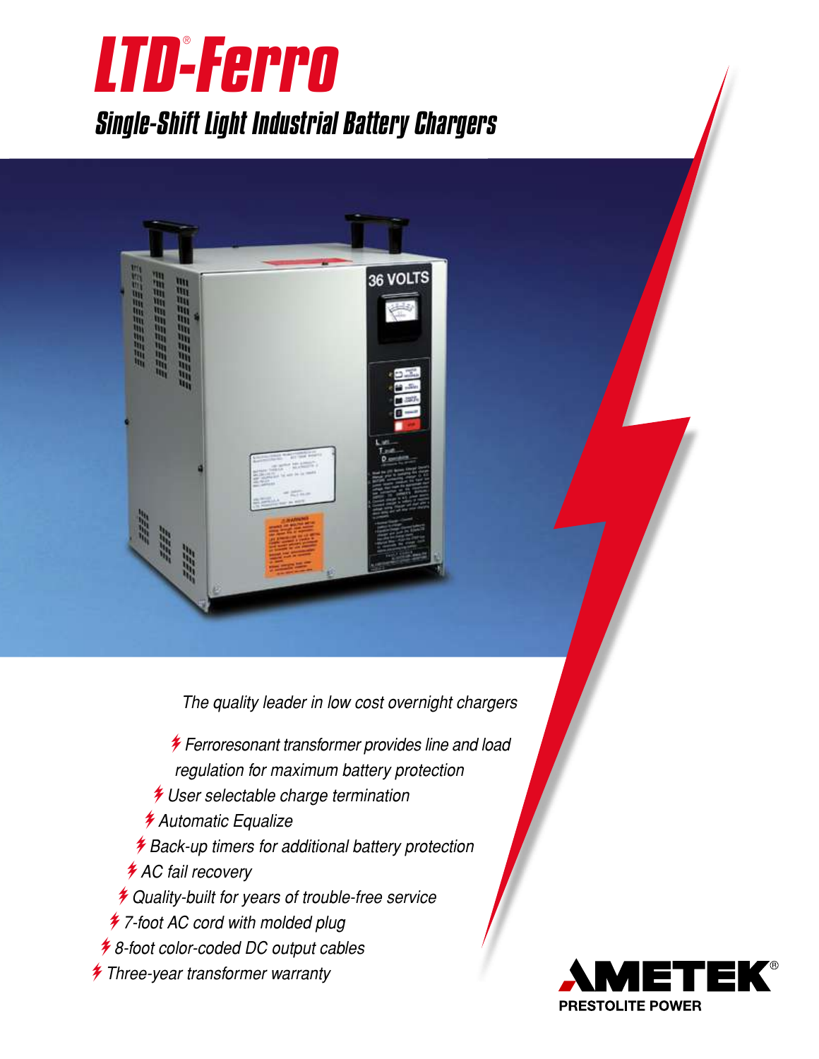# LTD®-Ferro

## Single-Shift Light Industrial Battery Chargers

*The quality leader in low cost overnight chargers*

- *Ferroresonant transformer provides line and load regulation for maximum battery protection*
- *User selectable charge termination*
- *Automatic Equalize*
- *Back-up timers for additional battery protection*
- *AC fail recovery*
- *Quality-built for years of trouble-free service*
- *7-foot AC cord with molded plug*
- *8-foot color-coded DC output cables*
- *Three-year transformer warranty*

AMETEK®
PRESTOLITE POWER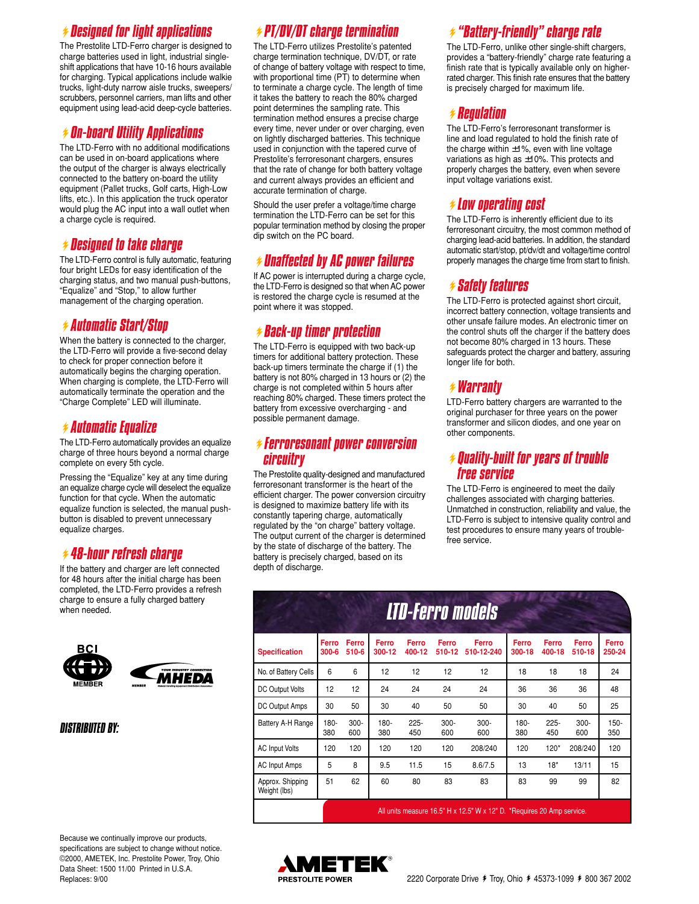## Designed for light applications

The Prestolite LTD-Ferro charger is designed to charge batteries used in light, industrial single-shift applications that have 10-16 hours available for charging. Typical applications include walkie trucks, light-duty narrow aisle trucks, sweepers/ scrubbers, personnel carriers, man lifts and other equipment using lead-acid deep-cycle batteries.

## On-board Utility Applications

The LTD-Ferro with no additional modifications can be used in on-board applications where the output of the charger is always electrically connected to the battery on-board the utility equipment (Pallet trucks, Golf carts, High-Low lifts, etc.). In this application the truck operator would plug the AC input into a wall outlet when a charge cycle is required.

## Designed to take charge

The LTD-Ferro control is fully automatic, featuring four bright LEDs for easy identification of the charging status, and two manual push-buttons, "Equalize" and "Stop," to allow further management of the charging operation.

## Automatic Start/Stop

When the battery is connected to the charger, the LTD-Ferro will provide a five-second delay to check for proper connection before it automatically begins the charging operation. When charging is complete, the LTD-Ferro will automatically terminate the operation and the "Charge Complete" LED will illuminate.

## Automatic Equalize

The LTD-Ferro automatically provides an equalize charge of three hours beyond a normal charge complete on every 5th cycle.

Pressing the "Equalize" key at any time during an equalize charge cycle will deselect the equalize function for that cycle. When the automatic equalize function is selected, the manual push-button is disabled to prevent unnecessary equalize charges.

## 48-hour refresh charge

If the battery and charger are left connected for 48 hours after the initial charge has been completed, the LTD-Ferro provides a refresh charge to ensure a fully charged battery when needed.

## PT/DV/DT charge termination

The LTD-Ferro utilizes Prestolite's patented charge termination technique, DV/DT, or rate of change of battery voltage with respect to time, with proportional time (PT) to determine when to terminate a charge cycle. The length of time it takes the battery to reach the 80% charged point determines the sampling rate. This termination method ensures a precise charge every time, never under or over charging, even on lightly discharged batteries. This technique used in conjunction with the tapered curve of Prestolite's ferroresonant chargers, ensures that the rate of change for both battery voltage and current always provides an efficient and accurate termination of charge.

Should the user prefer a voltage/time charge termination the LTD-Ferro can be set for this popular termination method by closing the proper dip switch on the PC board.

## Unaffected by AC power failures

If AC power is interrupted during a charge cycle, the LTD-Ferro is designed so that when AC power is restored the charge cycle is resumed at the point where it was stopped.

## Back-up timer protection

The LTD-Ferro is equipped with two back-up timers for additional battery protection. These back-up timers terminate the charge if (1) the battery is not 80% charged in 13 hours or (2) the charge is not completed within 5 hours after reaching 80% charged. These timers protect the battery from excessive overcharging - and possible permanent damage.

## Ferroresonant power conversion circuitry

The Prestolite quality-designed and manufactured ferroresonant transformer is the heart of the efficient charger. The power conversion circuitry is designed to maximize battery life with its constantly tapering charge, automatically regulated by the "on charge" battery voltage. The output current of the charger is determined by the state of discharge of the battery. The battery is precisely charged, based on its depth of discharge.

## "Battery-friendly" charge rate

The LTD-Ferro, unlike other single-shift chargers, provides a "battery-friendly" charge rate featuring a finish rate that is typically available only on higher-rated charger. This finish rate ensures that the battery is precisely charged for maximum life.

## Regulation

The LTD-Ferro's ferroresonant transformer is line and load regulated to hold the finish rate of the charge within ±1%, even with line voltage variations as high as ±10%. This protects and properly charges the battery, even when severe input voltage variations exist.

## Low operating cost

The LTD-Ferro is inherently efficient due to its ferroresonant circuitry, the most common method of charging lead-acid batteries. In addition, the standard automatic start/stop, pt/dv/dt and voltage/time control properly manages the charge time from start to finish.

## Safety features

The LTD-Ferro is protected against short circuit, incorrect battery connection, voltage transients and other unsafe failure modes. An electronic timer on the control shuts off the charger if the battery does not become 80% charged in 13 hours. These safeguards protect the charger and battery, assuring longer life for both.

## Warranty

LTD-Ferro battery chargers are warranted to the original purchaser for three years on the power transformer and silicon diodes, and one year on other components.

## Quality-built for years of trouble free service

The LTD-Ferro is engineered to meet the daily challenges associated with charging batteries. Unmatched in construction, reliability and value, the LTD-Ferro is subject to intensive quality control and test procedures to ensure many years of trouble-free service.

## LTD-Ferro models

| Specification | Ferro 300-6 | Ferro 510-6 | Ferro 300-12 | Ferro 400-12 | Ferro 510-12 | Ferro 510-12-240 | Ferro 300-18 | Ferro 400-18 | Ferro 510-18 | Ferro 250-24 |
|---|---|---|---|---|---|---|---|---|---|---|
| No. of Battery Cells | 6 | 6 | 12 | 12 | 12 | 12 | 18 | 18 | 18 | 24 |
| DC Output Volts | 12 | 12 | 24 | 24 | 24 | 24 | 36 | 36 | 36 | 48 |
| DC Output Amps | 30 | 50 | 30 | 40 | 50 | 50 | 30 | 40 | 50 | 25 |
| Battery A-H Range | 180-380 | 300-600 | 180-380 | 225-450 | 300-600 | 300-600 | 180-380 | 225-450 | 300-600 | 150-350 |
| AC Input Volts | 120 | 120 | 120 | 120 | 120 | 208/240 | 120 | 120* | 208/240 | 120 |
| AC Input Amps | 5 | 8 | 9.5 | 11.5 | 15 | 8.6/7.5 | 13 | 18* | 13/11 | 15 |
| Approx. Shipping Weight (lbs) | 51 | 62 | 60 | 80 | 83 | 83 | 83 | 99 | 99 | 82 |

All units measure 16.5" H x 12.5" W x 12" D. *Requires 20 Amp service.

BCI MEMBER

YOUR INDUSTRY CONNECTION MHEDA MEMBER Material Handling Equipment Distributors Association

**DISTRIBUTED BY:**

Because we continually improve our products, specifications are subject to change without notice.
©2000, AMETEK, Inc. Prestolite Power, Troy, Ohio
Data Sheet: 1500 11/00 Printed in U.S.A.
Replaces: 9/00

AMETEK® PRESTOLITE POWER

2220 Corporate Drive ⚡ Troy, Ohio ⚡ 45373-1099 ⚡ 800 367 2002